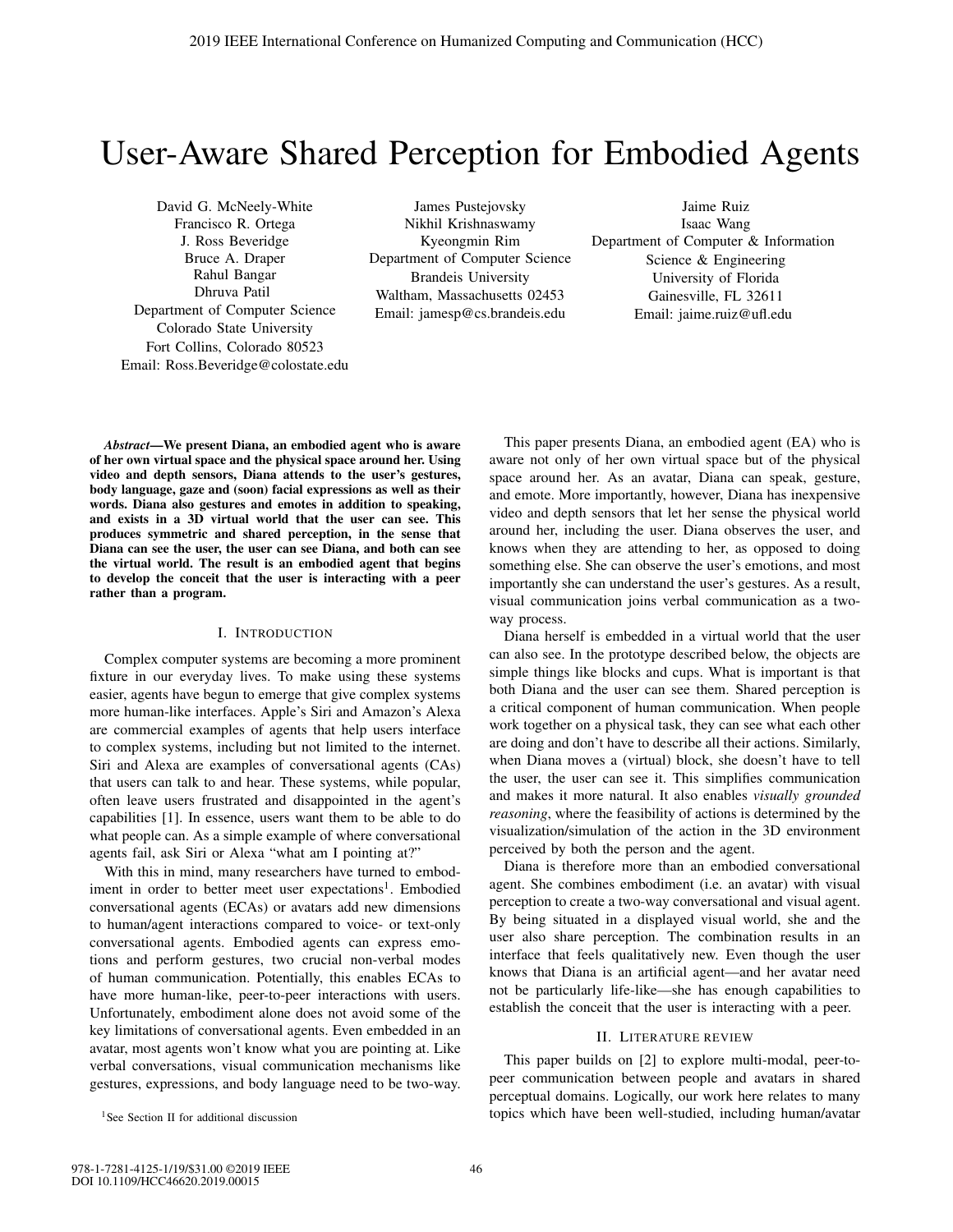# User-Aware Shared Perception for Embodied Agents

David G. McNeely-White
Francisco R. Ortega
J. Ross Beveridge
Bruce A. Draper
Rahul Bangar
Dhruva Patil
Department of Computer Science
Colorado State University
Fort Collins, Colorado 80523
Email: Ross.Beveridge@colostate.edu

James Pustejovsky
Nikhil Krishnaswamy
Kyeongmin Rim
Department of Computer Science
Brandeis University
Waltham, Massachusetts 02453
Email: jamesp@cs.brandeis.edu

Jaime Ruiz
Isaac Wang
Department of Computer & Information Science & Engineering
University of Florida
Gainesville, FL 32611
Email: jaime.ruiz@ufl.edu

***Abstract*—We present Diana, an embodied agent who is aware of her own virtual space and the physical space around her. Using video and depth sensors, Diana attends to the user's gestures, body language, gaze and (soon) facial expressions as well as their words. Diana also gestures and emotes in addition to speaking, and exists in a 3D virtual world that the user can see. This produces symmetric and shared perception, in the sense that Diana can see the user, the user can see Diana, and both can see the virtual world. The result is an embodied agent that begins to develop the conceit that the user is interacting with a peer rather than a program.**

## I. Introduction

Complex computer systems are becoming a more prominent fixture in our everyday lives. To make using these systems easier, agents have begun to emerge that give complex systems more human-like interfaces. Apple's Siri and Amazon's Alexa are commercial examples of agents that help users interface to complex systems, including but not limited to the internet. Siri and Alexa are examples of conversational agents (CAs) that users can talk to and hear. These systems, while popular, often leave users frustrated and disappointed in the agent's capabilities [1]. In essence, users want them to be able to do what people can. As a simple example of where conversational agents fail, ask Siri or Alexa "what am I pointing at?"

With this in mind, many researchers have turned to embodiment in order to better meet user expectations[1]. Embodied conversational agents (ECAs) or avatars add new dimensions to human/agent interactions compared to voice- or text-only conversational agents. Embodied agents can express emotions and perform gestures, two crucial non-verbal modes of human communication. Potentially, this enables ECAs to have more human-like, peer-to-peer interactions with users. Unfortunately, embodiment alone does not avoid some of the key limitations of conversational agents. Even embedded in an avatar, most agents won't know what you are pointing at. Like verbal conversations, visual communication mechanisms like gestures, expressions, and body language need to be two-way.

[1]See Section II for additional discussion

This paper presents Diana, an embodied agent (EA) who is aware not only of her own virtual space but of the physical space around her. As an avatar, Diana can speak, gesture, and emote. More importantly, however, Diana has inexpensive video and depth sensors that let her sense the physical world around her, including the user. Diana observes the user, and knows when they are attending to her, as opposed to doing something else. She can observe the user's emotions, and most importantly she can understand the user's gestures. As a result, visual communication joins verbal communication as a two-way process.

Diana herself is embedded in a virtual world that the user can also see. In the prototype described below, the objects are simple things like blocks and cups. What is important is that both Diana and the user can see them. Shared perception is a critical component of human communication. When people work together on a physical task, they can see what each other are doing and don't have to describe all their actions. Similarly, when Diana moves a (virtual) block, she doesn't have to tell the user, the user can see it. This simplifies communication and makes it more natural. It also enables *visually grounded reasoning*, where the feasibility of actions is determined by the visualization/simulation of the action in the 3D environment perceived by both the person and the agent.

Diana is therefore more than an embodied conversational agent. She combines embodiment (i.e. an avatar) with visual perception to create a two-way conversational and visual agent. By being situated in a displayed visual world, she and the user also share perception. The combination results in an interface that feels qualitatively new. Even though the user knows that Diana is an artificial agent—and her avatar need not be particularly life-like—she has enough capabilities to establish the conceit that the user is interacting with a peer.

## II. Literature review

This paper builds on [2] to explore multi-modal, peer-to-peer communication between people and avatars in shared perceptual domains. Logically, our work here relates to many topics which have been well-studied, including human/avatar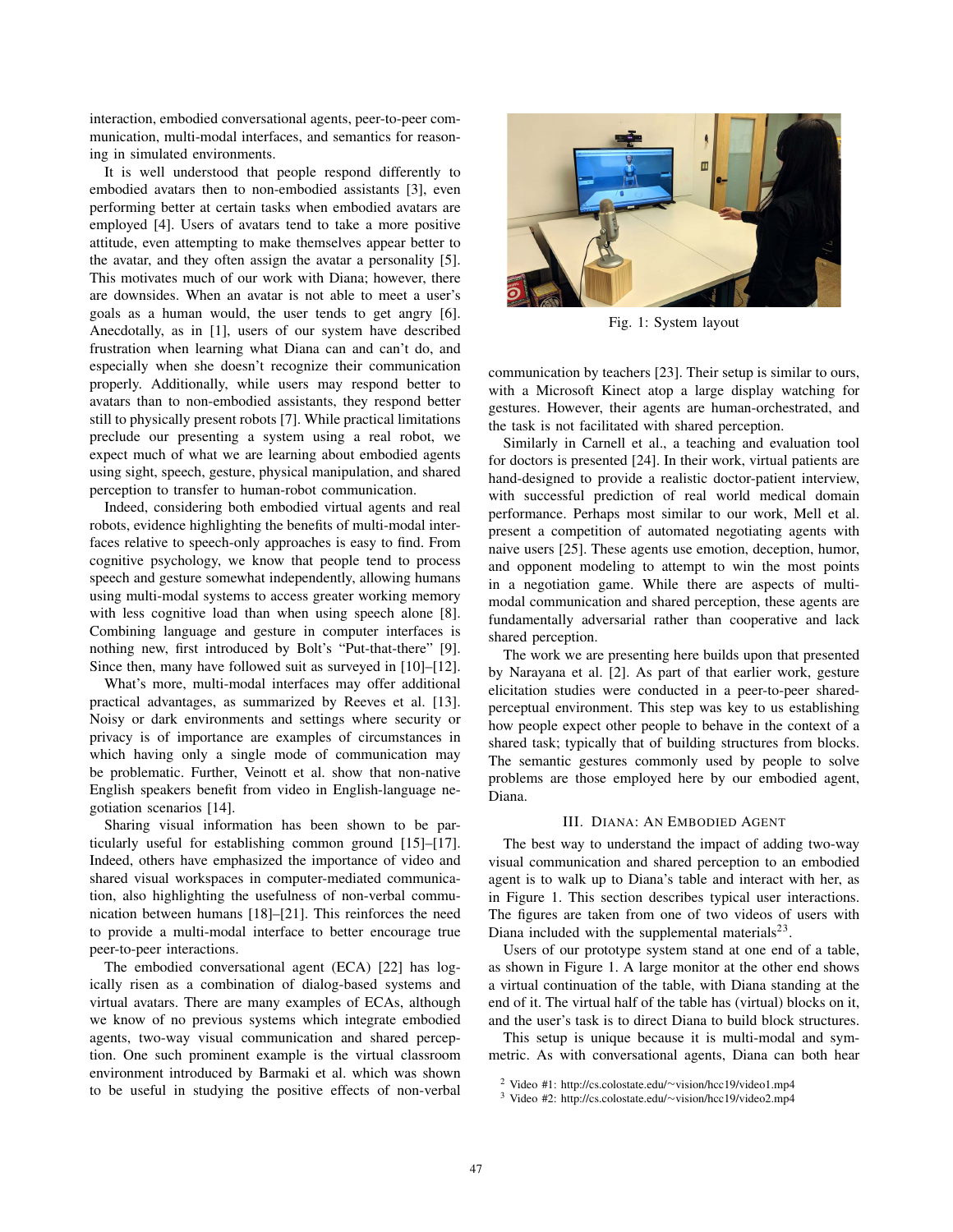interaction, embodied conversational agents, peer-to-peer communication, multi-modal interfaces, and semantics for reasoning in simulated environments.

It is well understood that people respond differently to embodied avatars then to non-embodied assistants [3], even performing better at certain tasks when embodied avatars are employed [4]. Users of avatars tend to take a more positive attitude, even attempting to make themselves appear better to the avatar, and they often assign the avatar a personality [5]. This motivates much of our work with Diana; however, there are downsides. When an avatar is not able to meet a user's goals as a human would, the user tends to get angry [6]. Anecdotally, as in [1], users of our system have described frustration when learning what Diana can and can't do, and especially when she doesn't recognize their communication properly. Additionally, while users may respond better to avatars than to non-embodied assistants, they respond better still to physically present robots [7]. While practical limitations preclude our presenting a system using a real robot, we expect much of what we are learning about embodied agents using sight, speech, gesture, physical manipulation, and shared perception to transfer to human-robot communication.

Indeed, considering both embodied virtual agents and real robots, evidence highlighting the benefits of multi-modal interfaces relative to speech-only approaches is easy to find. From cognitive psychology, we know that people tend to process speech and gesture somewhat independently, allowing humans using multi-modal systems to access greater working memory with less cognitive load than when using speech alone [8]. Combining language and gesture in computer interfaces is nothing new, first introduced by Bolt's "Put-that-there" [9]. Since then, many have followed suit as surveyed in [10]–[12].

What's more, multi-modal interfaces may offer additional practical advantages, as summarized by Reeves et al. [13]. Noisy or dark environments and settings where security or privacy is of importance are examples of circumstances in which having only a single mode of communication may be problematic. Further, Veinott et al. show that non-native English speakers benefit from video in English-language negotiation scenarios [14].

Sharing visual information has been shown to be particularly useful for establishing common ground [15]–[17]. Indeed, others have emphasized the importance of video and shared visual workspaces in computer-mediated communication, also highlighting the usefulness of non-verbal communication between humans [18]–[21]. This reinforces the need to provide a multi-modal interface to better encourage true peer-to-peer interactions.

The embodied conversational agent (ECA) [22] has logically risen as a combination of dialog-based systems and virtual avatars. There are many examples of ECAs, although we know of no previous systems which integrate embodied agents, two-way visual communication and shared perception. One such prominent example is the virtual classroom environment introduced by Barmaki et al. which was shown to be useful in studying the positive effects of non-verbal communication by teachers [23]. Their setup is similar to ours, with a Microsoft Kinect atop a large display watching for gestures. However, their agents are human-orchestrated, and the task is not facilitated with shared perception.

Fig. 1: System layout

Similarly in Carnell et al., a teaching and evaluation tool for doctors is presented [24]. In their work, virtual patients are hand-designed to provide a realistic doctor-patient interview, with successful prediction of real world medical domain performance. Perhaps most similar to our work, Mell et al. present a competition of automated negotiating agents with naive users [25]. These agents use emotion, deception, humor, and opponent modeling to attempt to win the most points in a negotiation game. While there are aspects of multi-modal communication and shared perception, these agents are fundamentally adversarial rather than cooperative and lack shared perception.

The work we are presenting here builds upon that presented by Narayana et al. [2]. As part of that earlier work, gesture elicitation studies were conducted in a peer-to-peer shared-perceptual environment. This step was key to us establishing how people expect other people to behave in the context of a shared task; typically that of building structures from blocks. The semantic gestures commonly used by people to solve problems are those employed here by our embodied agent, Diana.

## III. Diana: An Embodied Agent

The best way to understand the impact of adding two-way visual communication and shared perception to an embodied agent is to walk up to Diana's table and interact with her, as in Figure 1. This section describes typical user interactions. The figures are taken from one of two videos of users with Diana included with the supplemental materials[2][3].

Users of our prototype system stand at one end of a table, as shown in Figure 1. A large monitor at the other end shows a virtual continuation of the table, with Diana standing at the end of it. The virtual half of the table has (virtual) blocks on it, and the user's task is to direct Diana to build block structures.

This setup is unique because it is multi-modal and symmetric. As with conversational agents, Diana can both hear

[2] Video #1: http://cs.colostate.edu/~vision/hcc19/video1.mp4

[3] Video #2: http://cs.colostate.edu/~vision/hcc19/video2.mp4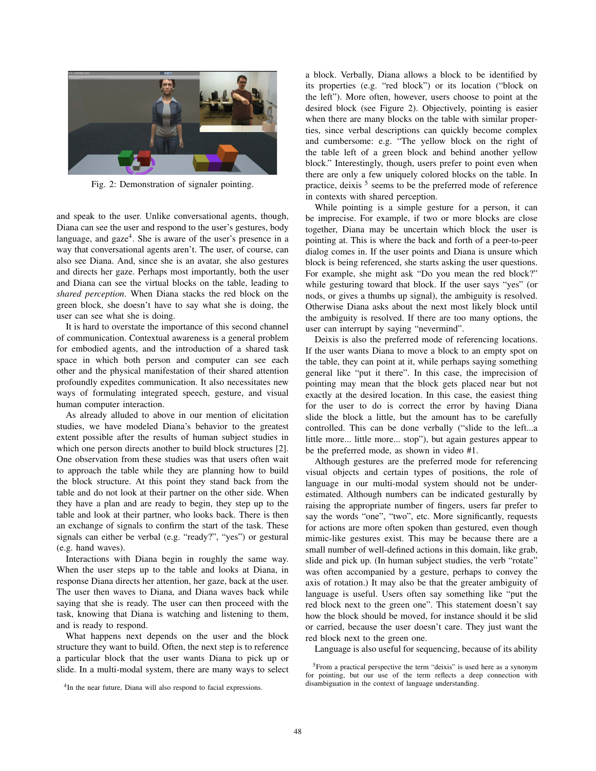Fig. 2: Demonstration of signaler pointing.

and speak to the user. Unlike conversational agents, though, Diana can see the user and respond to the user's gestures, body language, and gaze[4]. She is aware of the user's presence in a way that conversational agents aren't. The user, of course, can also see Diana. And, since she is an avatar, she also gestures and directs her gaze. Perhaps most importantly, both the user and Diana can see the virtual blocks on the table, leading to *shared perception*. When Diana stacks the red block on the green block, she doesn't have to say what she is doing, the user can see what she is doing.

It is hard to overstate the importance of this second channel of communication. Contextual awareness is a general problem for embodied agents, and the introduction of a shared task space in which both person and computer can see each other and the physical manifestation of their shared attention profoundly expedites communication. It also necessitates new ways of formulating integrated speech, gesture, and visual human computer interaction.

As already alluded to above in our mention of elicitation studies, we have modeled Diana's behavior to the greatest extent possible after the results of human subject studies in which one person directs another to build block structures [2]. One observation from these studies was that users often wait to approach the table while they are planning how to build the block structure. At this point they stand back from the table and do not look at their partner on the other side. When they have a plan and are ready to begin, they step up to the table and look at their partner, who looks back. There is then an exchange of signals to confirm the start of the task. These signals can either be verbal (e.g. "ready?", "yes") or gestural (e.g. hand waves).

Interactions with Diana begin in roughly the same way. When the user steps up to the table and looks at Diana, in response Diana directs her attention, her gaze, back at the user. The user then waves to Diana, and Diana waves back while saying that she is ready. The user can then proceed with the task, knowing that Diana is watching and listening to them, and is ready to respond.

What happens next depends on the user and the block structure they want to build. Often, the next step is to reference a particular block that the user wants Diana to pick up or slide. In a multi-modal system, there are many ways to select a block. Verbally, Diana allows a block to be identified by its properties (e.g. "red block") or its location ("block on the left"). More often, however, users choose to point at the desired block (see Figure 2). Objectively, pointing is easier when there are many blocks on the table with similar properties, since verbal descriptions can quickly become complex and cumbersome: e.g. "The yellow block on the right of the table left of a green block and behind another yellow block." Interestingly, though, users prefer to point even when there are only a few uniquely colored blocks on the table. In practice, deixis [5] seems to be the preferred mode of reference in contexts with shared perception.

While pointing is a simple gesture for a person, it can be imprecise. For example, if two or more blocks are close together, Diana may be uncertain which block the user is pointing at. This is where the back and forth of a peer-to-peer dialog comes in. If the user points and Diana is unsure which block is being referenced, she starts asking the user questions. For example, she might ask "Do you mean the red block?" while gesturing toward that block. If the user says "yes" (or nods, or gives a thumbs up signal), the ambiguity is resolved. Otherwise Diana asks about the next most likely block until the ambiguity is resolved. If there are too many options, the user can interrupt by saying "nevermind".

Deixis is also the preferred mode of referencing locations. If the user wants Diana to move a block to an empty spot on the table, they can point at it, while perhaps saying something general like "put it there". In this case, the imprecision of pointing may mean that the block gets placed near but not exactly at the desired location. In this case, the easiest thing for the user to do is correct the error by having Diana slide the block a little, but the amount has to be carefully controlled. This can be done verbally ("slide to the left...a little more... little more... stop"), but again gestures appear to be the preferred mode, as shown in video #1.

Although gestures are the preferred mode for referencing visual objects and certain types of positions, the role of language in our multi-modal system should not be underestimated. Although numbers can be indicated gesturally by raising the appropriate number of fingers, users far prefer to say the words "one", "two", etc. More significantly, requests for actions are more often spoken than gestured, even though mimic-like gestures exist. This may be because there are a small number of well-defined actions in this domain, like grab, slide and pick up. (In human subject studies, the verb "rotate" was often accompanied by a gesture, perhaps to convey the axis of rotation.) It may also be that the greater ambiguity of language is useful. Users often say something like "put the red block next to the green one". This statement doesn't say how the block should be moved, for instance should it be slid or carried, because the user doesn't care. They just want the red block next to the green one.

Language is also useful for sequencing, because of its ability

[4] In the near future, Diana will also respond to facial expressions.

[5] From a practical perspective the term "deixis" is used here as a synonym for pointing, but our use of the term reflects a deep connection with disambiguation in the context of language understanding.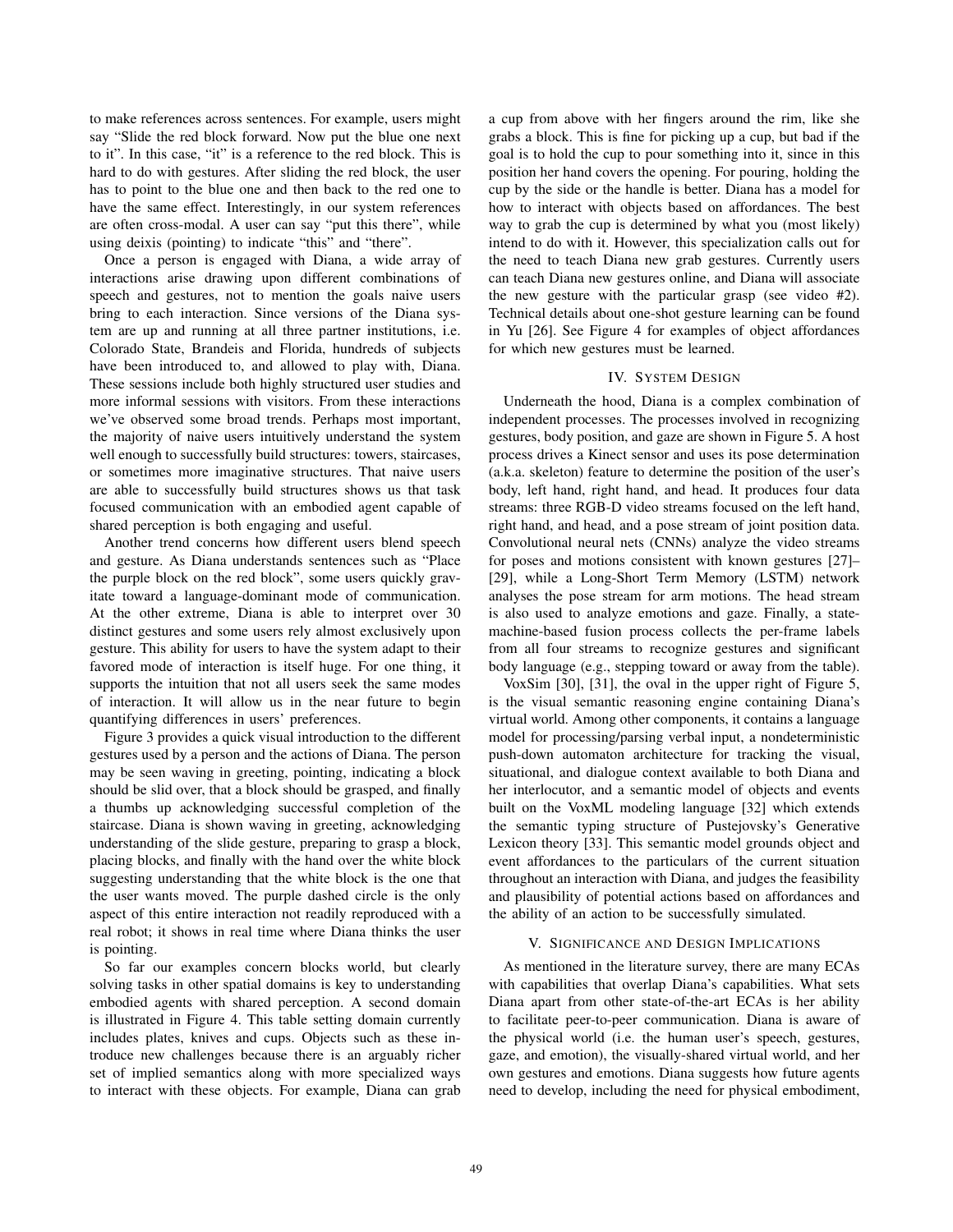to make references across sentences. For example, users might say "Slide the red block forward. Now put the blue one next to it". In this case, "it" is a reference to the red block. This is hard to do with gestures. After sliding the red block, the user has to point to the blue one and then back to the red one to have the same effect. Interestingly, in our system references are often cross-modal. A user can say "put this there", while using deixis (pointing) to indicate "this" and "there".

Once a person is engaged with Diana, a wide array of interactions arise drawing upon different combinations of speech and gestures, not to mention the goals naive users bring to each interaction. Since versions of the Diana system are up and running at all three partner institutions, i.e. Colorado State, Brandeis and Florida, hundreds of subjects have been introduced to, and allowed to play with, Diana. These sessions include both highly structured user studies and more informal sessions with visitors. From these interactions we've observed some broad trends. Perhaps most important, the majority of naive users intuitively understand the system well enough to successfully build structures: towers, staircases, or sometimes more imaginative structures. That naive users are able to successfully build structures shows us that task focused communication with an embodied agent capable of shared perception is both engaging and useful.

Another trend concerns how different users blend speech and gesture. As Diana understands sentences such as "Place the purple block on the red block", some users quickly gravitate toward a language-dominant mode of communication. At the other extreme, Diana is able to interpret over 30 distinct gestures and some users rely almost exclusively upon gesture. This ability for users to have the system adapt to their favored mode of interaction is itself huge. For one thing, it supports the intuition that not all users seek the same modes of interaction. It will allow us in the near future to begin quantifying differences in users' preferences.

Figure 3 provides a quick visual introduction to the different gestures used by a person and the actions of Diana. The person may be seen waving in greeting, pointing, indicating a block should be slid over, that a block should be grasped, and finally a thumbs up acknowledging successful completion of the staircase. Diana is shown waving in greeting, acknowledging understanding of the slide gesture, preparing to grasp a block, placing blocks, and finally with the hand over the white block suggesting understanding that the white block is the one that the user wants moved. The purple dashed circle is the only aspect of this entire interaction not readily reproduced with a real robot; it shows in real time where Diana thinks the user is pointing.

So far our examples concern blocks world, but clearly solving tasks in other spatial domains is key to understanding embodied agents with shared perception. A second domain is illustrated in Figure 4. This table setting domain currently includes plates, knives and cups. Objects such as these introduce new challenges because there is an arguably richer set of implied semantics along with more specialized ways to interact with these objects. For example, Diana can grab a cup from above with her fingers around the rim, like she grabs a block. This is fine for picking up a cup, but bad if the goal is to hold the cup to pour something into it, since in this position her hand covers the opening. For pouring, holding the cup by the side or the handle is better. Diana has a model for how to interact with objects based on affordances. The best way to grab the cup is determined by what you (most likely) intend to do with it. However, this specialization calls out for the need to teach Diana new grab gestures. Currently users can teach Diana new gestures online, and Diana will associate the new gesture with the particular grasp (see video #2). Technical details about one-shot gesture learning can be found in Yu [26]. See Figure 4 for examples of object affordances for which new gestures must be learned.

## IV. System Design

Underneath the hood, Diana is a complex combination of independent processes. The processes involved in recognizing gestures, body position, and gaze are shown in Figure 5. A host process drives a Kinect sensor and uses its pose determination (a.k.a. skeleton) feature to determine the position of the user's body, left hand, right hand, and head. It produces four data streams: three RGB-D video streams focused on the left hand, right hand, and head, and a pose stream of joint position data. Convolutional neural nets (CNNs) analyze the video streams for poses and motions consistent with known gestures [27]–[29], while a Long-Short Term Memory (LSTM) network analyses the pose stream for arm motions. The head stream is also used to analyze emotions and gaze. Finally, a state-machine-based fusion process collects the per-frame labels from all four streams to recognize gestures and significant body language (e.g., stepping toward or away from the table).

VoxSim [30], [31], the oval in the upper right of Figure 5, is the visual semantic reasoning engine containing Diana's virtual world. Among other components, it contains a language model for processing/parsing verbal input, a nondeterministic push-down automaton architecture for tracking the visual, situational, and dialogue context available to both Diana and her interlocutor, and a semantic model of objects and events built on the VoxML modeling language [32] which extends the semantic typing structure of Pustejovsky's Generative Lexicon theory [33]. This semantic model grounds object and event affordances to the particulars of the current situation throughout an interaction with Diana, and judges the feasibility and plausibility of potential actions based on affordances and the ability of an action to be successfully simulated.

## V. Significance and Design Implications

As mentioned in the literature survey, there are many ECAs with capabilities that overlap Diana's capabilities. What sets Diana apart from other state-of-the-art ECAs is her ability to facilitate peer-to-peer communication. Diana is aware of the physical world (i.e. the human user's speech, gestures, gaze, and emotion), the visually-shared virtual world, and her own gestures and emotions. Diana suggests how future agents need to develop, including the need for physical embodiment,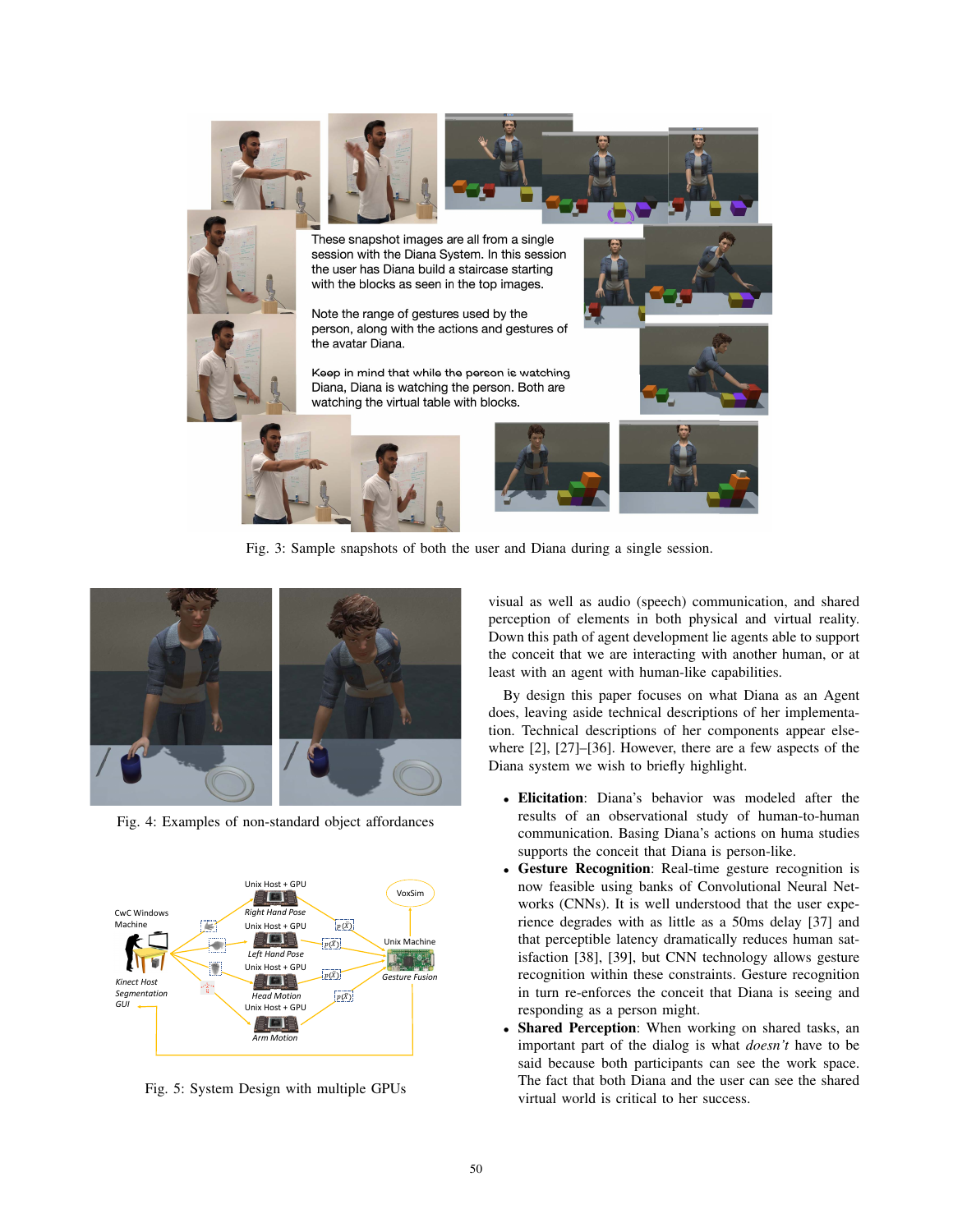Fig. 3: Sample snapshots of both the user and Diana during a single session.

Fig. 4: Examples of non-standard object affordances

Fig. 5: System Design with multiple GPUs

visual as well as audio (speech) communication, and shared perception of elements in both physical and virtual reality. Down this path of agent development lie agents able to support the conceit that we are interacting with another human, or at least with an agent with human-like capabilities.

By design this paper focuses on what Diana as an Agent does, leaving aside technical descriptions of her implementation. Technical descriptions of her components appear elsewhere [2], [27]–[36]. However, there are a few aspects of the Diana system we wish to briefly highlight.

- **Elicitation**: Diana's behavior was modeled after the results of an observational study of human-to-human communication. Basing Diana's actions on huma studies supports the conceit that Diana is person-like.
- **Gesture Recognition**: Real-time gesture recognition is now feasible using banks of Convolutional Neural Networks (CNNs). It is well understood that the user experience degrades with as little as a 50ms delay [37] and that perceptible latency dramatically reduces human satisfaction [38], [39], but CNN technology allows gesture recognition within these constraints. Gesture recognition in turn re-enforces the conceit that Diana is seeing and responding as a person might.
- **Shared Perception**: When working on shared tasks, an important part of the dialog is what *doesn't* have to be said because both participants can see the work space. The fact that both Diana and the user can see the shared virtual world is critical to her success.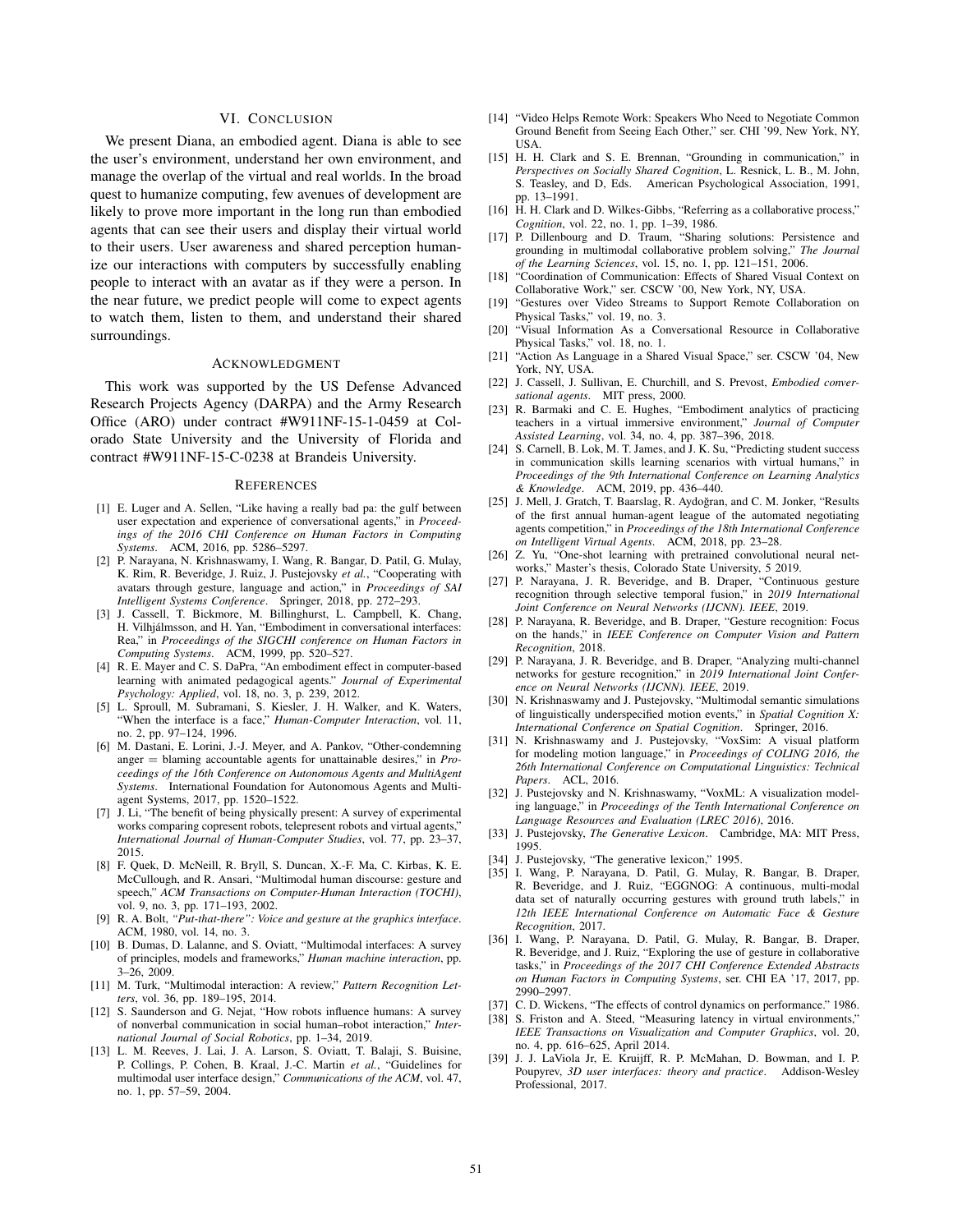## VI. Conclusion

We present Diana, an embodied agent. Diana is able to see the user's environment, understand her own environment, and manage the overlap of the virtual and real worlds. In the broad quest to humanize computing, few avenues of development are likely to prove more important in the long run than embodied agents that can see their users and display their virtual world to their users. User awareness and shared perception humanize our interactions with computers by successfully enabling people to interact with an avatar as if they were a person. In the near future, we predict people will come to expect agents to watch them, listen to them, and understand their shared surroundings.

## Acknowledgment

This work was supported by the US Defense Advanced Research Projects Agency (DARPA) and the Army Research Office (ARO) under contract #W911NF-15-1-0459 at Colorado State University and the University of Florida and contract #W911NF-15-C-0238 at Brandeis University.

## References

[1] E. Luger and A. Sellen, "Like having a really bad pa: the gulf between user expectation and experience of conversational agents," in *Proceedings of the 2016 CHI Conference on Human Factors in Computing Systems*. ACM, 2016, pp. 5286–5297.

[2] P. Narayana, N. Krishnaswamy, I. Wang, R. Bangar, D. Patil, G. Mulay, K. Rim, R. Beveridge, J. Ruiz, J. Pustejovsky *et al.*, "Cooperating with avatars through gesture, language and action," in *Proceedings of SAI Intelligent Systems Conference*. Springer, 2018, pp. 272–293.

[3] J. Cassell, T. Bickmore, M. Billinghurst, L. Campbell, K. Chang, H. Vilhjálmsson, and H. Yan, "Embodiment in conversational interfaces: Rea," in *Proceedings of the SIGCHI conference on Human Factors in Computing Systems*. ACM, 1999, pp. 520–527.

[4] R. E. Mayer and C. S. DaPra, "An embodiment effect in computer-based learning with animated pedagogical agents." *Journal of Experimental Psychology: Applied*, vol. 18, no. 3, p. 239, 2012.

[5] L. Sproull, M. Subramani, S. Kiesler, J. H. Walker, and K. Waters, "When the interface is a face," *Human-Computer Interaction*, vol. 11, no. 2, pp. 97–124, 1996.

[6] M. Dastani, E. Lorini, J.-J. Meyer, and A. Pankov, "Other-condemning anger = blaming accountable agents for unattainable desires," in *Proceedings of the 16th Conference on Autonomous Agents and MultiAgent Systems*. International Foundation for Autonomous Agents and Multiagent Systems, 2017, pp. 1520–1522.

[7] J. Li, "The benefit of being physically present: A survey of experimental works comparing copresent robots, telepresent robots and virtual agents," *International Journal of Human-Computer Studies*, vol. 77, pp. 23–37, 2015.

[8] F. Quek, D. McNeill, R. Bryll, S. Duncan, X.-F. Ma, C. Kirbas, K. E. McCullough, and R. Ansari, "Multimodal human discourse: gesture and speech," *ACM Transactions on Computer-Human Interaction (TOCHI)*, vol. 9, no. 3, pp. 171–193, 2002.

[9] R. A. Bolt, *"Put-that-there": Voice and gesture at the graphics interface*. ACM, 1980, vol. 14, no. 3.

[10] B. Dumas, D. Lalanne, and S. Oviatt, "Multimodal interfaces: A survey of principles, models and frameworks," *Human machine interaction*, pp. 3–26, 2009.

[11] M. Turk, "Multimodal interaction: A review," *Pattern Recognition Letters*, vol. 36, pp. 189–195, 2014.

[12] S. Saunderson and G. Nejat, "How robots influence humans: A survey of nonverbal communication in social human–robot interaction," *International Journal of Social Robotics*, pp. 1–34, 2019.

[13] L. M. Reeves, J. Lai, J. A. Larson, S. Oviatt, T. Balaji, S. Buisine, P. Collings, P. Cohen, B. Kraal, J.-C. Martin *et al.*, "Guidelines for multimodal user interface design," *Communications of the ACM*, vol. 47, no. 1, pp. 57–59, 2004.

[14] "Video Helps Remote Work: Speakers Who Need to Negotiate Common Ground Benefit from Seeing Each Other," ser. CHI '99, New York, NY, USA.

[15] H. H. Clark and S. E. Brennan, "Grounding in communication," in *Perspectives on Socially Shared Cognition*, L. Resnick, L. B., M. John, S. Teasley, and D, Eds. American Psychological Association, 1991, pp. 13–1991.

[16] H. H. Clark and D. Wilkes-Gibbs, "Referring as a collaborative process," *Cognition*, vol. 22, no. 1, pp. 1–39, 1986.

[17] P. Dillenbourg and D. Traum, "Sharing solutions: Persistence and grounding in multimodal collaborative problem solving," *The Journal of the Learning Sciences*, vol. 15, no. 1, pp. 121–151, 2006.

[18] "Coordination of Communication: Effects of Shared Visual Context on Collaborative Work," ser. CSCW '00, New York, NY, USA.

[19] "Gestures over Video Streams to Support Remote Collaboration on Physical Tasks," vol. 19, no. 3.

[20] "Visual Information As a Conversational Resource in Collaborative Physical Tasks," vol. 18, no. 1.

[21] "Action As Language in a Shared Visual Space," ser. CSCW '04, New York, NY, USA.

[22] J. Cassell, J. Sullivan, E. Churchill, and S. Prevost, *Embodied conversational agents*. MIT press, 2000.

[23] R. Barmaki and C. E. Hughes, "Embodiment analytics of practicing teachers in a virtual immersive environment," *Journal of Computer Assisted Learning*, vol. 34, no. 4, pp. 387–396, 2018.

[24] S. Carnell, B. Lok, M. T. James, and J. K. Su, "Predicting student success in communication skills learning scenarios with virtual humans," in *Proceedings of the 9th International Conference on Learning Analytics & Knowledge*. ACM, 2019, pp. 436–440.

[25] J. Mell, J. Gratch, T. Baarslag, R. Aydoğran, and C. M. Jonker, "Results of the first annual human-agent league of the automated negotiating agents competition," in *Proceedings of the 18th International Conference on Intelligent Virtual Agents*. ACM, 2018, pp. 23–28.

[26] Z. Yu, "One-shot learning with pretrained convolutional neural networks," Master's thesis, Colorado State University, 5 2019.

[27] P. Narayana, J. R. Beveridge, and B. Draper, "Continuous gesture recognition through selective temporal fusion," in *2019 International Joint Conference on Neural Networks (IJCNN). IEEE*, 2019.

[28] P. Narayana, R. Beveridge, and B. Draper, "Gesture recognition: Focus on the hands," in *IEEE Conference on Computer Vision and Pattern Recognition*, 2018.

[29] P. Narayana, J. R. Beveridge, and B. Draper, "Analyzing multi-channel networks for gesture recognition," in *2019 International Joint Conference on Neural Networks (IJCNN). IEEE*, 2019.

[30] N. Krishnaswamy and J. Pustejovsky, "Multimodal semantic simulations of linguistically underspecified motion events," in *Spatial Cognition X: International Conference on Spatial Cognition*. Springer, 2016.

[31] N. Krishnaswamy and J. Pustejovsky, "VoxSim: A visual platform for modeling motion language," in *Proceedings of COLING 2016, the 26th International Conference on Computational Linguistics: Technical Papers*. ACL, 2016.

[32] J. Pustejovsky and N. Krishnaswamy, "VoxML: A visualization modeling language," in *Proceedings of the Tenth International Conference on Language Resources and Evaluation (LREC 2016)*, 2016.

[33] J. Pustejovsky, *The Generative Lexicon*. Cambridge, MA: MIT Press, 1995.

[34] J. Pustejovsky, "The generative lexicon," 1995.

[35] I. Wang, P. Narayana, D. Patil, G. Mulay, R. Bangar, B. Draper, R. Beveridge, and J. Ruiz, "EGGNOG: A continuous, multi-modal data set of naturally occurring gestures with ground truth labels," in *12th IEEE International Conference on Automatic Face & Gesture Recognition*, 2017.

[36] I. Wang, P. Narayana, D. Patil, G. Mulay, R. Bangar, B. Draper, R. Beveridge, and J. Ruiz, "Exploring the use of gesture in collaborative tasks," in *Proceedings of the 2017 CHI Conference Extended Abstracts on Human Factors in Computing Systems*, ser. CHI EA '17, 2017, pp. 2990–2997.

[37] C. D. Wickens, "The effects of control dynamics on performance." 1986.

[38] S. Friston and A. Steed, "Measuring latency in virtual environments," *IEEE Transactions on Visualization and Computer Graphics*, vol. 20, no. 4, pp. 616–625, April 2014.

[39] J. J. LaViola Jr, E. Kruijff, R. P. McMahan, D. Bowman, and I. P. Poupyrev, *3D user interfaces: theory and practice*. Addison-Wesley Professional, 2017.